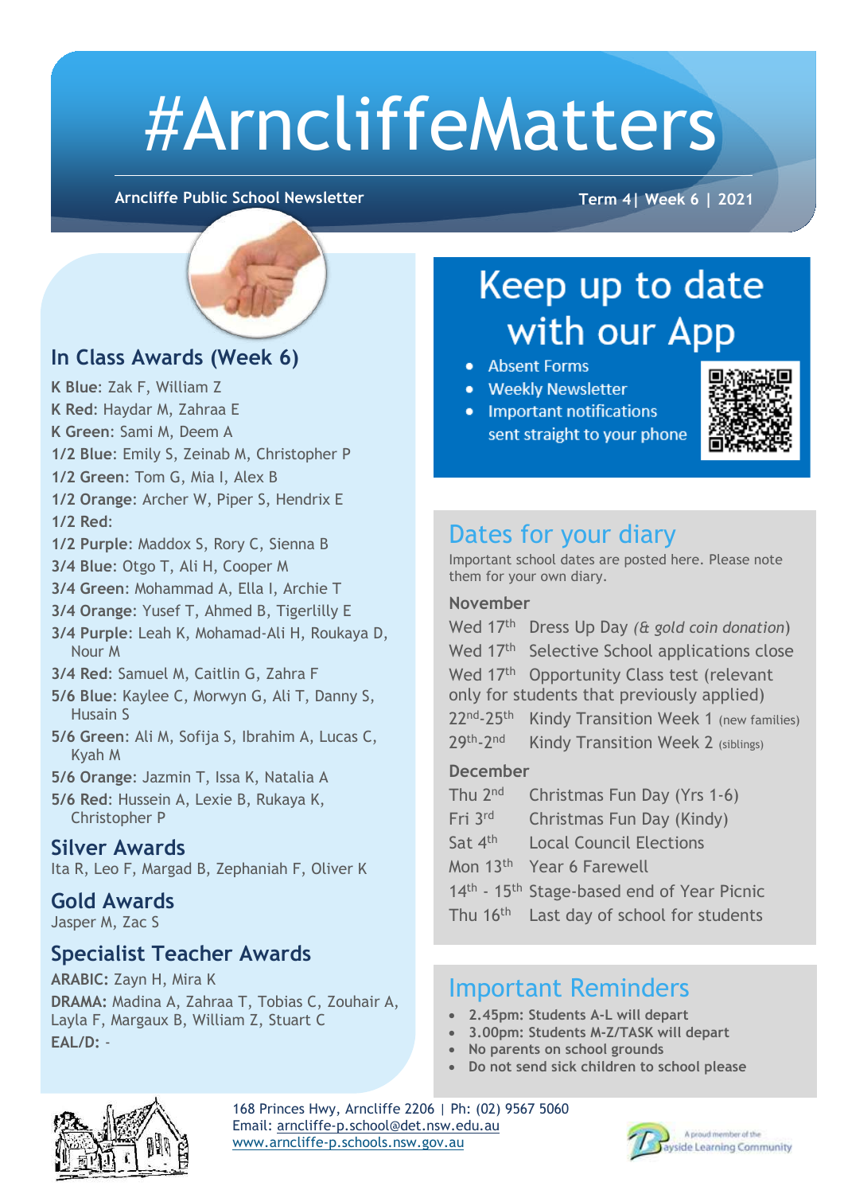# #ArncliffeMatters

**Arncliffe Public School Newsletter** — **Term 4| Week 6 | 2021**

## In Class Awards (Week 6)

**K Blue**: Zak F, William Z
**K Red**: Haydar M, Zahraa E
**K Green**: Sami M, Deem A
**1/2 Blue**: Emily S, Zeinab M, Christopher P
**1/2 Green**: Tom G, Mia I, Alex B
**1/2 Orange**: Archer W, Piper S, Hendrix E
**1/2 Red**:
**1/2 Purple**: Maddox S, Rory C, Sienna B
**3/4 Blue**: Otgo T, Ali H, Cooper M
**3/4 Green**: Mohammad A, Ella I, Archie T
**3/4 Orange**: Yusef T, Ahmed B, Tigerlilly E
**3/4 Purple**: Leah K, Mohamad-Ali H, Roukaya D, Nour M
**3/4 Red**: Samuel M, Caitlin G, Zahra F
**5/6 Blue**: Kaylee C, Morwyn G, Ali T, Danny S, Husain S
**5/6 Green**: Ali M, Sofija S, Ibrahim A, Lucas C, Kyah M
**5/6 Orange**: Jazmin T, Issa K, Natalia A
**5/6 Red**: Hussein A, Lexie B, Rukaya K, Christopher P

## Silver Awards

Ita R, Leo F, Margad B, Zephaniah F, Oliver K

## Gold Awards

Jasper M, Zac S

## Specialist Teacher Awards

**ARABIC:** Zayn H, Mira K
**DRAMA:** Madina A, Zahraa T, Tobias C, Zouhair A, Layla F, Margaux B, William Z, Stuart C
**EAL/D:** -

## Keep up to date with our App

- Absent Forms
- Weekly Newsletter
- Important notifications sent straight to your phone

## Dates for your diary

Important school dates are posted here. Please note them for your own diary.

### November

- Wed 17th Dress Up Day *(& gold coin donation)*
- Wed 17th Selective School applications close
- Wed 17th Opportunity Class test (relevant only for students that previously applied)
- 22nd-25th Kindy Transition Week 1 (new families)
- 29th-2nd Kindy Transition Week 2 (siblings)

### December

- Thu 2nd Christmas Fun Day (Yrs 1-6)
- Fri 3rd Christmas Fun Day (Kindy)
- Sat 4th Local Council Elections
- Mon 13th Year 6 Farewell
- 14th - 15th Stage-based end of Year Picnic
- Thu 16th Last day of school for students

## Important Reminders

- **2.45pm: Students A-L will depart**
- **3.00pm: Students M-Z/TASK will depart**
- **No parents on school grounds**
- **Do not send sick children to school please**

168 Princes Hwy, Arncliffe 2206 | Ph: (02) 9567 5060
Email: arncliffe-p.school@det.nsw.edu.au
www.arncliffe-p.schools.nsw.gov.au

A proud member of the Bayside Learning Community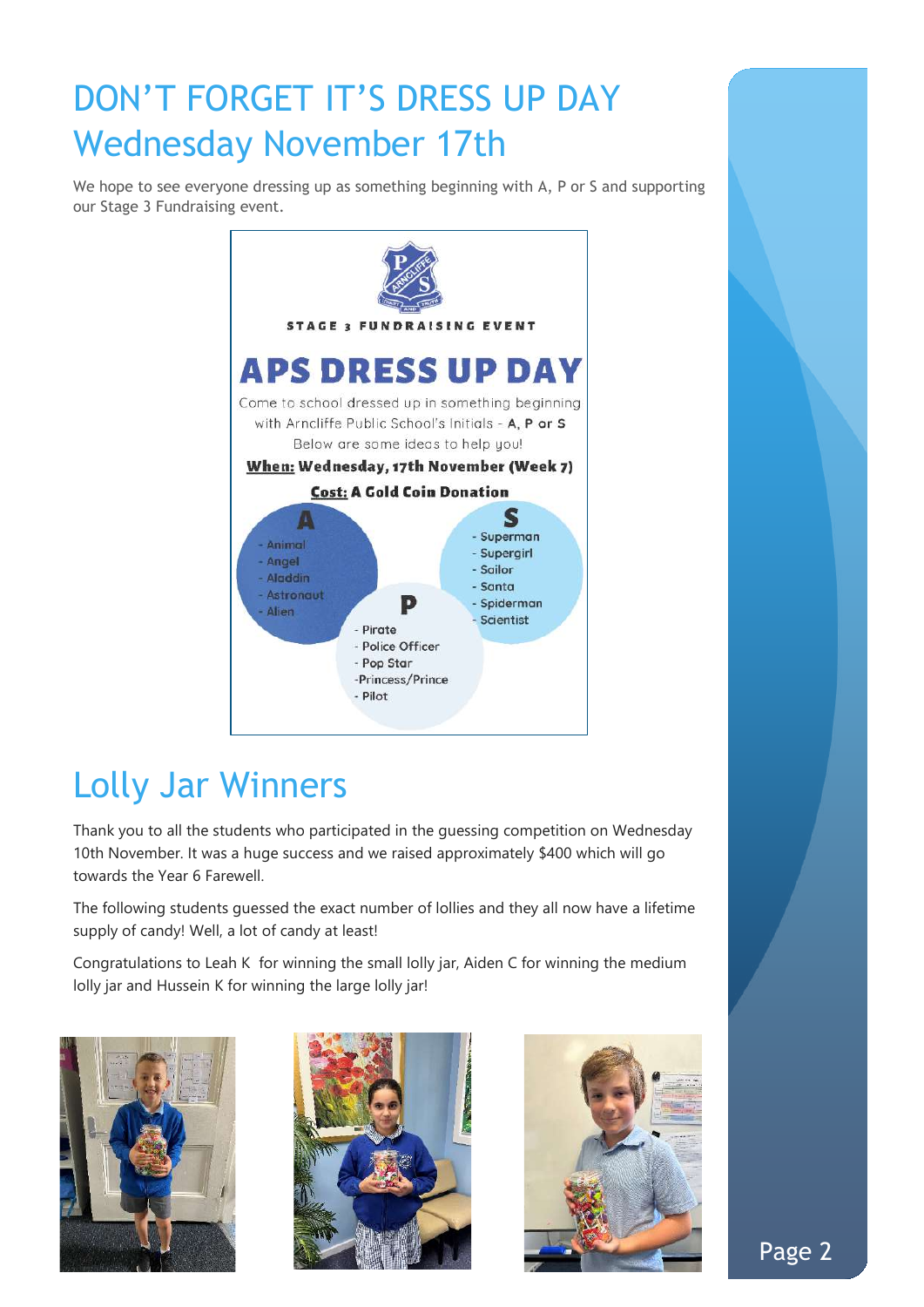# DON'T FORGET IT'S DRESS UP DAY Wednesday November 17th

We hope to see everyone dressing up as something beginning with A, P or S and supporting our Stage 3 Fundraising event.

STAGE 3 FUNDRAISING EVENT

## APS DRESS UP DAY

Come to school dressed up in something beginning with Arncliffe Public School's Initials - **A, P or S**

Below are some ideas to help you!

**When: Wednesday, 17th November (Week 7)**

**Cost: A Gold Coin Donation**

**A**
- Animal
- Angel
- Aladdin
- Astronaut
- Alien

**P**
- Pirate
- Police Officer
- Pop Star
- Princess/Prince
- Pilot

**S**
- Superman
- Supergirl
- Sailor
- Santa
- Spiderman
- Scientist

# Lolly Jar Winners

Thank you to all the students who participated in the guessing competition on Wednesday 10th November. It was a huge success and we raised approximately $400 which will go towards the Year 6 Farewell.

The following students guessed the exact number of lollies and they all now have a lifetime supply of candy! Well, a lot of candy at least!

Congratulations to Leah K for winning the small lolly jar, Aiden C for winning the medium lolly jar and Hussein K for winning the large lolly jar!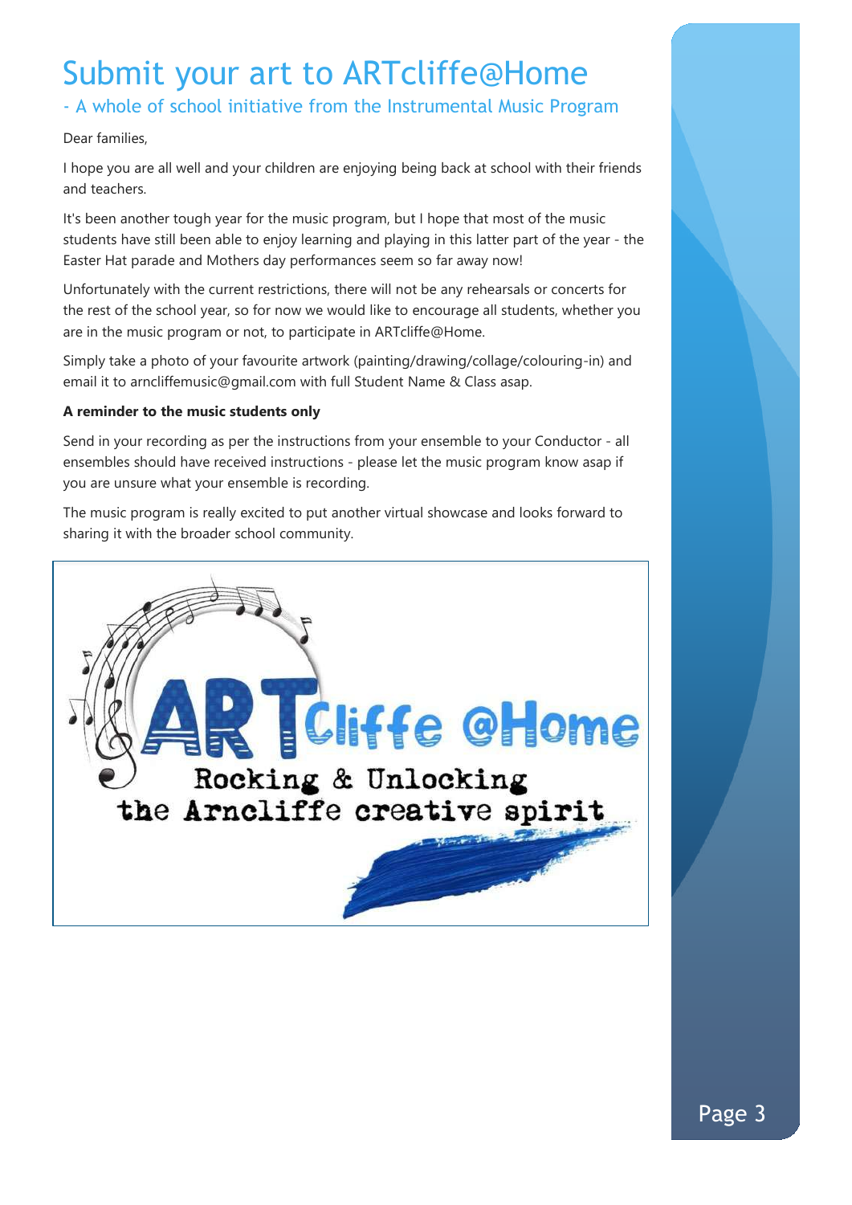# Submit your art to ARTcliffe@Home

## - A whole of school initiative from the Instrumental Music Program

Dear families,

I hope you are all well and your children are enjoying being back at school with their friends and teachers.

It's been another tough year for the music program, but I hope that most of the music students have still been able to enjoy learning and playing in this latter part of the year - the Easter Hat parade and Mothers day performances seem so far away now!

Unfortunately with the current restrictions, there will not be any rehearsals or concerts for the rest of the school year, so for now we would like to encourage all students, whether you are in the music program or not, to participate in ARTcliffe@Home.

Simply take a photo of your favourite artwork (painting/drawing/collage/colouring-in) and email it to arncliffemusic@gmail.com with full Student Name & Class asap.

**A reminder to the music students only**

Send in your recording as per the instructions from your ensemble to your Conductor - all ensembles should have received instructions - please let the music program know asap if you are unsure what your ensemble is recording.

The music program is really excited to put another virtual showcase and looks forward to sharing it with the broader school community.

ARTCliffe @Home

Rocking & Unlocking the Arncliffe creative spirit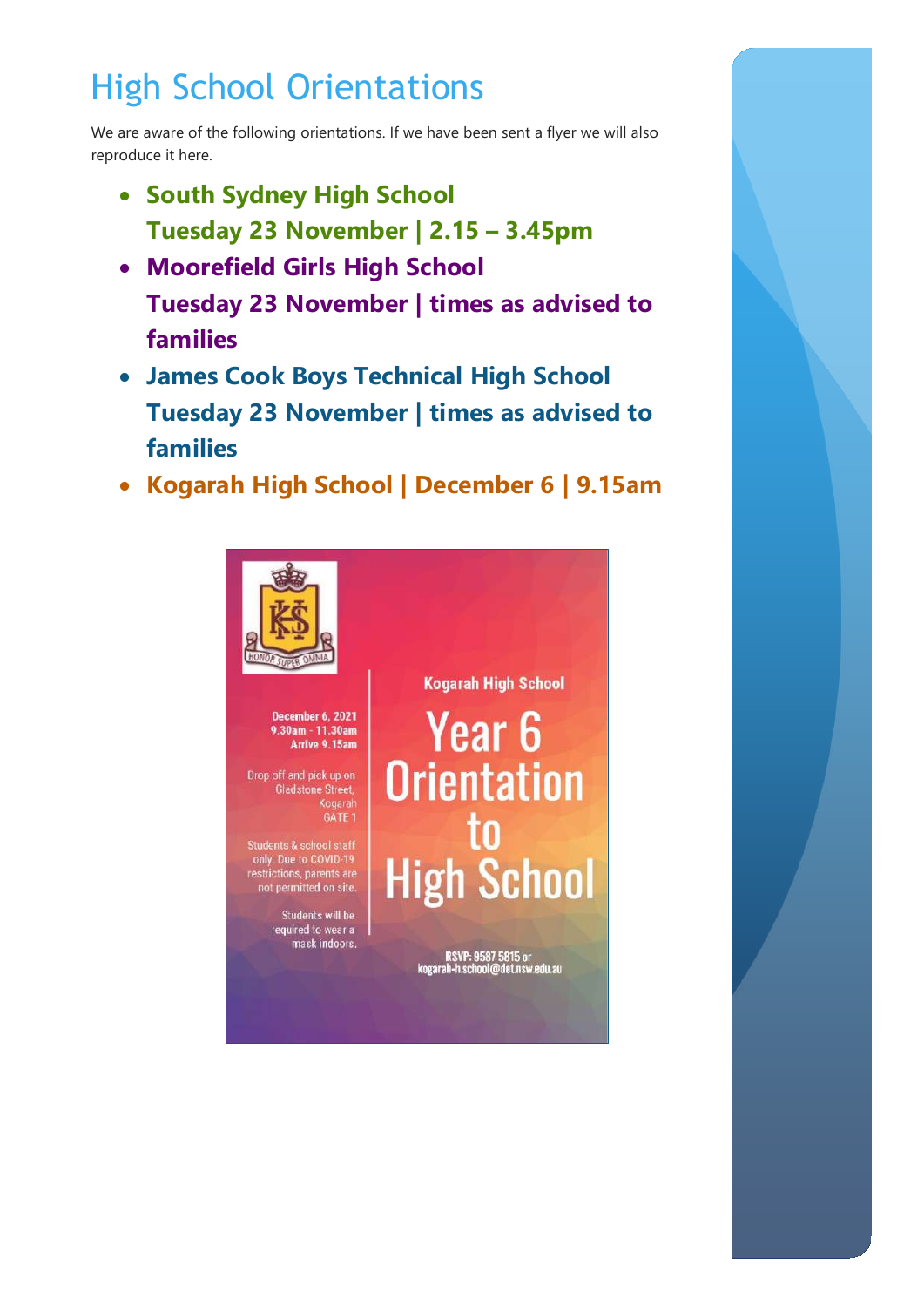# High School Orientations

We are aware of the following orientations. If we have been sent a flyer we will also reproduce it here.

- **South Sydney High School**
  **Tuesday 23 November | 2.15 – 3.45pm**
- **Moorefield Girls High School**
  **Tuesday 23 November | times as advised to families**
- **James Cook Boys Technical High School**
  **Tuesday 23 November | times as advised to families**
- **Kogarah High School | December 6 | 9.15am**

HONOR SUPER OMNIA

December 6, 2021
9.30am - 11.30am
Arrive 9.15am

Drop off and pick up on Gladstone Street, Kogarah GATE 1

Students & school staff only. Due to COVID-19 restrictions, parents are not permitted on site.

Students will be required to wear a mask indoors.

Kogarah High School

**Year 6 Orientation to High School**

RSVP: 9587 5815 or kogarah-h.school@det.nsw.edu.au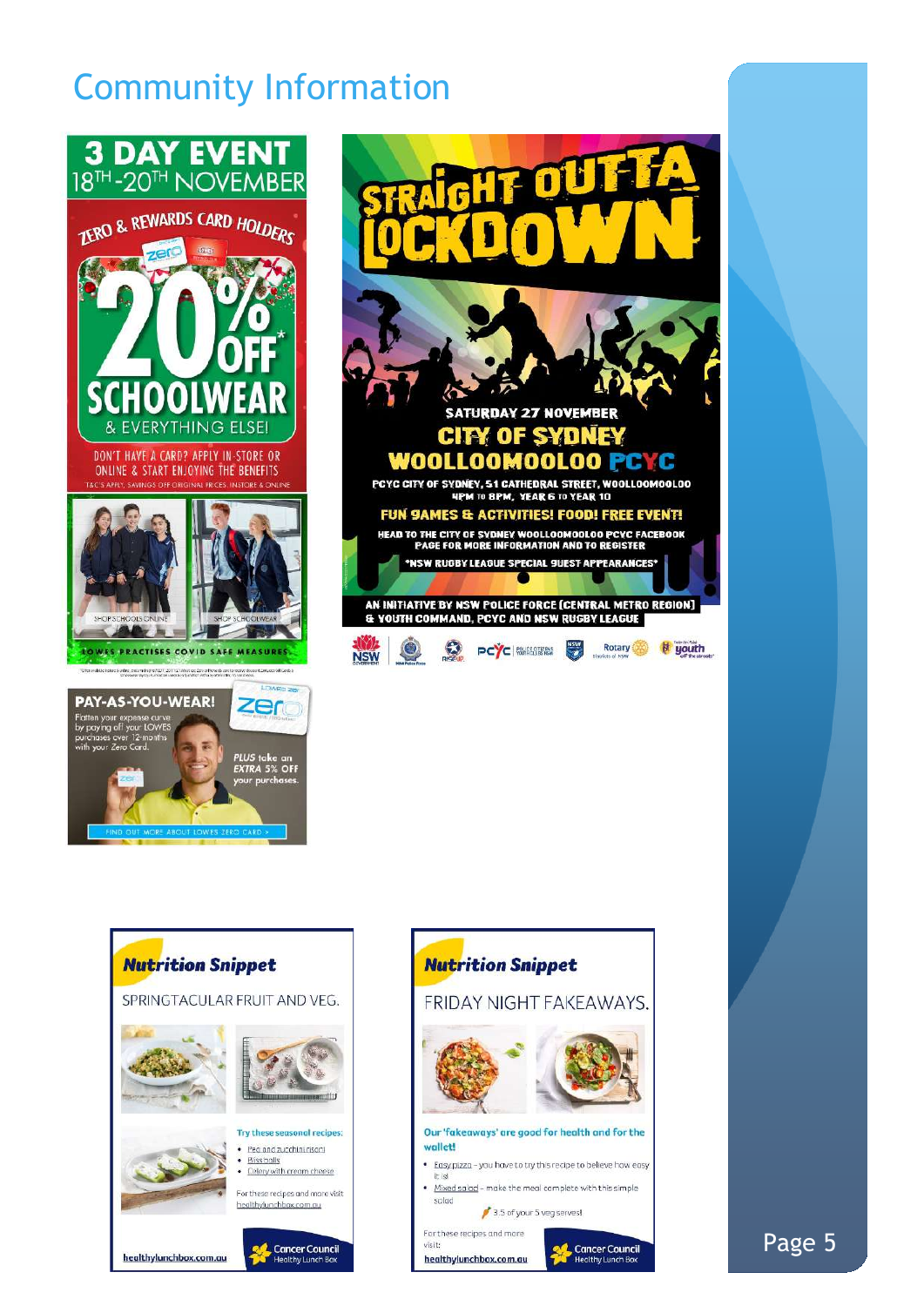# Community Information

## 3 DAY EVENT 18TH-20TH NOVEMBER

ZERO & REWARDS CARD HOLDERS

20% OFF* SCHOOLWEAR & EVERYTHING ELSE!

DON'T HAVE A CARD? APPLY IN-STORE OR ONLINE & START ENJOYING THE BENEFITS

T&C'S APPLY. SAVINGS OFF ORIGINAL PRICES. INSTORE & ONLINE

SHOP SCHOOLS ONLINE

SHOP SCHOOLWEAR

LOWES PRACTISES COVID SAFE MEASURES

## PAY-AS-YOU-WEAR!

Flatten your expense curve by paying off your LOWES purchases over 12-months with your Zero Card.

PLUS take an EXTRA 5% OFF your purchases.

FIND OUT MORE ABOUT LOWES ZERO CARD >

## STRAIGHT OUTTA LOCKDOWN

SATURDAY 27 NOVEMBER

CITY OF SYDNEY WOOLLOOMOOLOO PCYC

PCYC CITY OF SYDNEY, 51 CATHEDRAL STREET, WOOLLOOMOOLOO
4PM TO 8PM, YEAR 6 TO YEAR 10

FUN GAMES & ACTIVITIES! FOOD! FREE EVENT!

HEAD TO THE CITY OF SYDNEY WOOLLOOMOOLOO PCYC FACEBOOK PAGE FOR MORE INFORMATION AND TO REGISTER

*NSW RUGBY LEAGUE SPECIAL GUEST APPEARANCES*

AN INITIATIVE BY NSW POLICE FORCE (CENTRAL METRO REGION) & YOUTH COMMAND, PCYC AND NSW RUGBY LEAGUE

## Nutrition Snippet

SPRINGTACULAR FRUIT AND VEG.

Try these seasonal recipes:

- Pea and zucchini risoni
- Bliss balls
- Celery with cream cheese

For these recipes and more visit healthylunchbox.com.au

healthylunchbox.com.au

Cancer Council Healthy Lunch Box

## Nutrition Snippet

FRIDAY NIGHT FAKEAWAYS.

Our 'fakeaways' are good for health and for the wallet!

- Easy pizza – you have to try this recipe to believe how easy it is!
- Mixed salad – make the meal complete with this simple salad

3.5 of your 5 veg serves!

For these recipes and more visit: healthylunchbox.com.au

Cancer Council Healthy Lunch Box